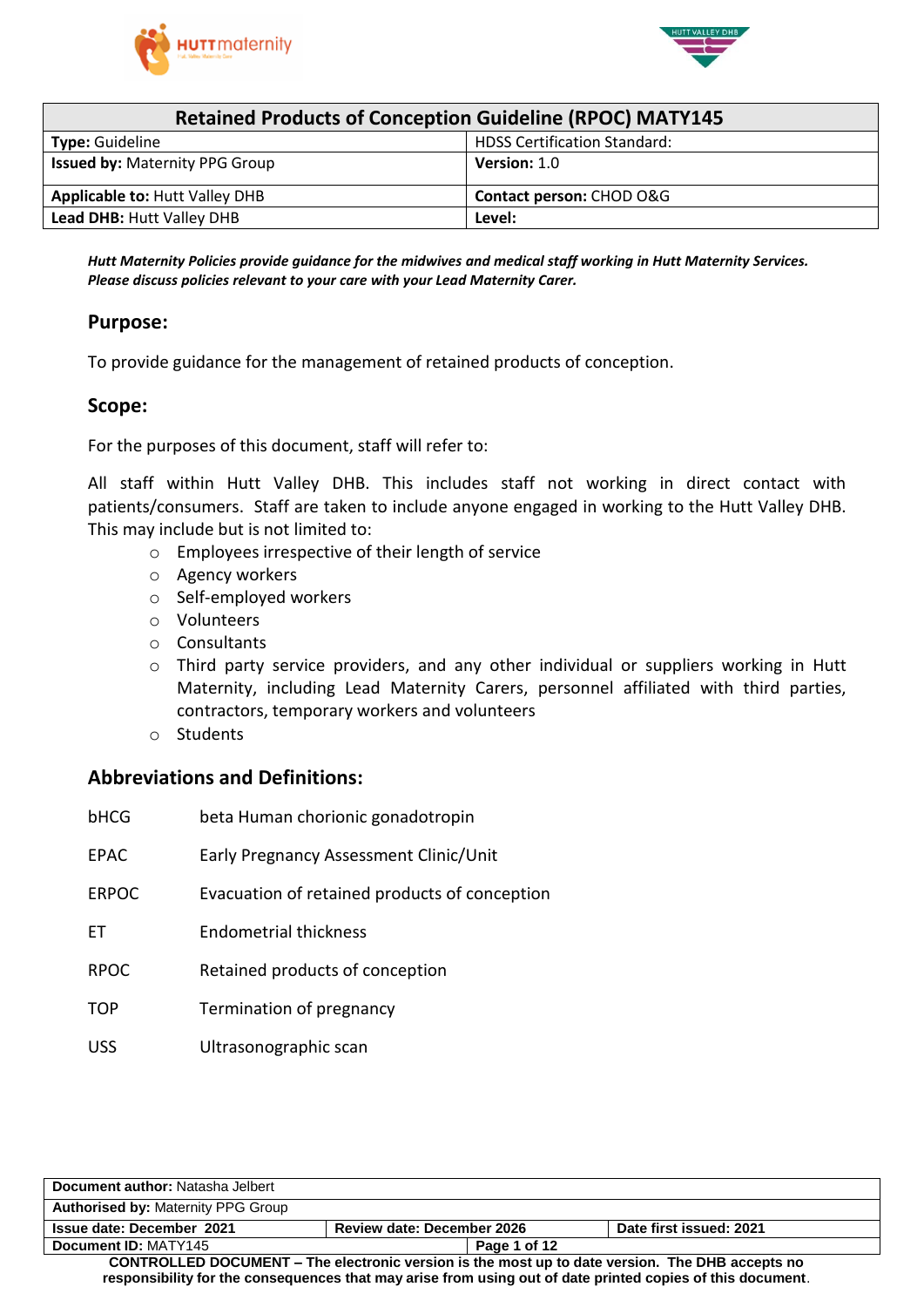| Retained Products of Conception Guideline (RPOC) MATY145 | |
|---|---|
| **Type:** Guideline | HDSS Certification Standard: |
| **Issued by:** Maternity PPG Group | **Version:** 1.0 |
| **Applicable to:** Hutt Valley DHB | **Contact person:** CHOD O&G |
| **Lead DHB:** Hutt Valley DHB | **Level:** |

***Hutt Maternity Policies provide guidance for the midwives and medical staff working in Hutt Maternity Services. Please discuss policies relevant to your care with your Lead Maternity Carer.***

## Purpose:

To provide guidance for the management of retained products of conception.

## Scope:

For the purposes of this document, staff will refer to:

All staff within Hutt Valley DHB. This includes staff not working in direct contact with patients/consumers. Staff are taken to include anyone engaged in working to the Hutt Valley DHB. This may include but is not limited to:

- Employees irrespective of their length of service
- Agency workers
- Self-employed workers
- Volunteers
- Consultants
- Third party service providers, and any other individual or suppliers working in Hutt Maternity, including Lead Maternity Carers, personnel affiliated with third parties, contractors, temporary workers and volunteers
- Students

## Abbreviations and Definitions:

| | |
|---|---|
| bHCG | beta Human chorionic gonadotropin |
| EPAC | Early Pregnancy Assessment Clinic/Unit |
| ERPOC | Evacuation of retained products of conception |
| ET | Endometrial thickness |
| RPOC | Retained products of conception |
| TOP | Termination of pregnancy |
| USS | Ultrasonographic scan |

| | | |
|---|---|---|
| **Document author:** Natasha Jelbert | | |
| **Authorised by:** Maternity PPG Group | | |
| **Issue date: December 2021** | **Review date: December 2026** | **Date first issued: 2021** |
| **Document ID:** MATY145 | | |

**CONTROLLED DOCUMENT – The electronic version is the most up to date version. The DHB accepts no responsibility for the consequences that may arise from using out of date printed copies of this document.**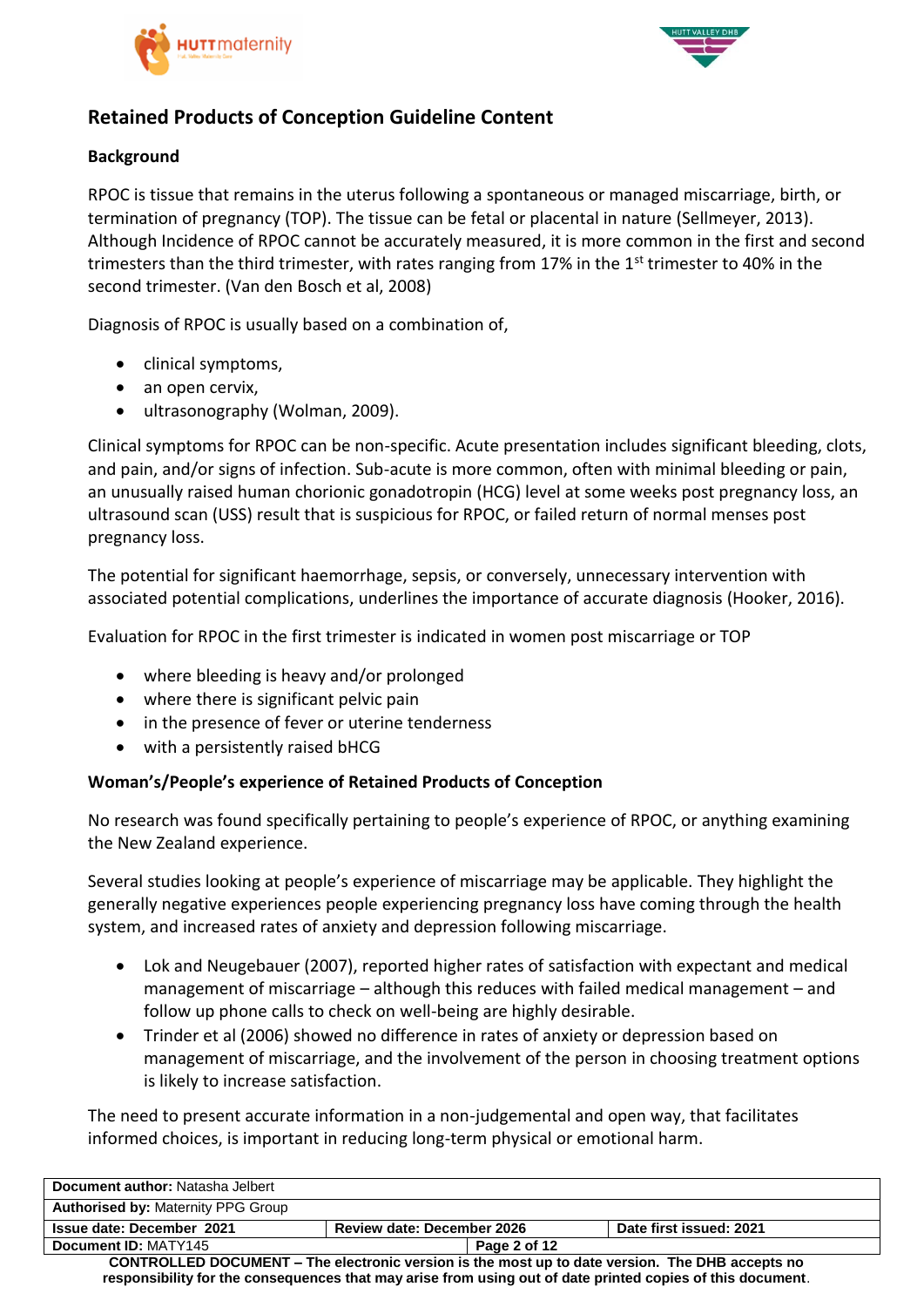## Retained Products of Conception Guideline Content

### Background

RPOC is tissue that remains in the uterus following a spontaneous or managed miscarriage, birth, or termination of pregnancy (TOP). The tissue can be fetal or placental in nature (Sellmeyer, 2013). Although Incidence of RPOC cannot be accurately measured, it is more common in the first and second trimesters than the third trimester, with rates ranging from 17% in the 1st trimester to 40% in the second trimester. (Van den Bosch et al, 2008)

Diagnosis of RPOC is usually based on a combination of,

- clinical symptoms,
- an open cervix,
- ultrasonography (Wolman, 2009).

Clinical symptoms for RPOC can be non-specific. Acute presentation includes significant bleeding, clots, and pain, and/or signs of infection. Sub-acute is more common, often with minimal bleeding or pain, an unusually raised human chorionic gonadotropin (HCG) level at some weeks post pregnancy loss, an ultrasound scan (USS) result that is suspicious for RPOC, or failed return of normal menses post pregnancy loss.

The potential for significant haemorrhage, sepsis, or conversely, unnecessary intervention with associated potential complications, underlines the importance of accurate diagnosis (Hooker, 2016).

Evaluation for RPOC in the first trimester is indicated in women post miscarriage or TOP

- where bleeding is heavy and/or prolonged
- where there is significant pelvic pain
- in the presence of fever or uterine tenderness
- with a persistently raised bHCG

### Woman's/People's experience of Retained Products of Conception

No research was found specifically pertaining to people's experience of RPOC, or anything examining the New Zealand experience.

Several studies looking at people's experience of miscarriage may be applicable. They highlight the generally negative experiences people experiencing pregnancy loss have coming through the health system, and increased rates of anxiety and depression following miscarriage.

- Lok and Neugebauer (2007), reported higher rates of satisfaction with expectant and medical management of miscarriage – although this reduces with failed medical management – and follow up phone calls to check on well-being are highly desirable.
- Trinder et al (2006) showed no difference in rates of anxiety or depression based on management of miscarriage, and the involvement of the person in choosing treatment options is likely to increase satisfaction.

The need to present accurate information in a non-judgemental and open way, that facilitates informed choices, is important in reducing long-term physical or emotional harm.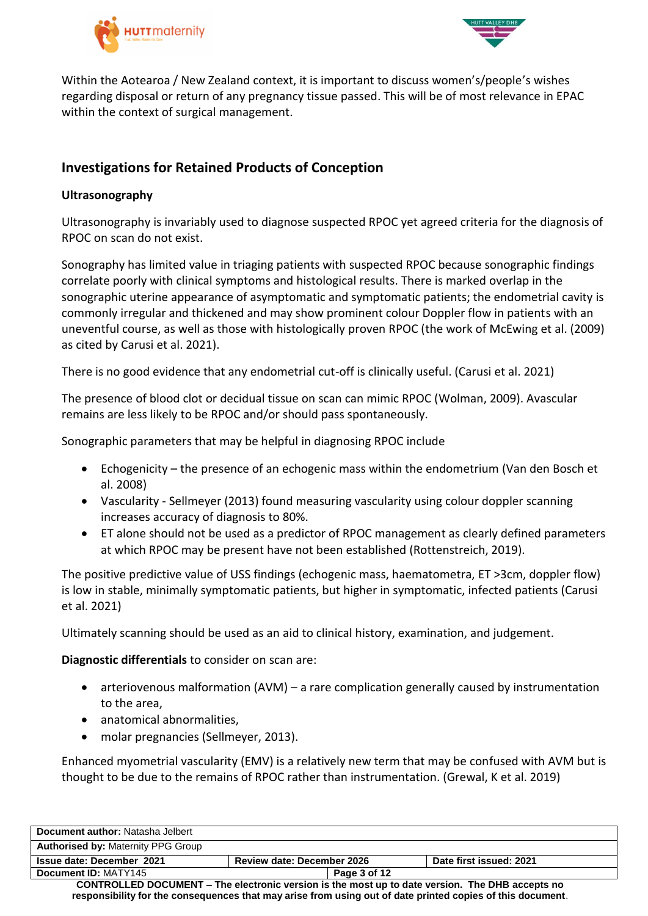Within the Aotearoa / New Zealand context, it is important to discuss women's/people's wishes regarding disposal or return of any pregnancy tissue passed. This will be of most relevance in EPAC within the context of surgical management.

## Investigations for Retained Products of Conception

### Ultrasonography

Ultrasonography is invariably used to diagnose suspected RPOC yet agreed criteria for the diagnosis of RPOC on scan do not exist.

Sonography has limited value in triaging patients with suspected RPOC because sonographic findings correlate poorly with clinical symptoms and histological results. There is marked overlap in the sonographic uterine appearance of asymptomatic and symptomatic patients; the endometrial cavity is commonly irregular and thickened and may show prominent colour Doppler flow in patients with an uneventful course, as well as those with histologically proven RPOC (the work of McEwing et al. (2009) as cited by Carusi et al. 2021).

There is no good evidence that any endometrial cut-off is clinically useful. (Carusi et al. 2021)

The presence of blood clot or decidual tissue on scan can mimic RPOC (Wolman, 2009). Avascular remains are less likely to be RPOC and/or should pass spontaneously.

Sonographic parameters that may be helpful in diagnosing RPOC include

- Echogenicity – the presence of an echogenic mass within the endometrium (Van den Bosch et al. 2008)
- Vascularity - Sellmeyer (2013) found measuring vascularity using colour doppler scanning increases accuracy of diagnosis to 80%.
- ET alone should not be used as a predictor of RPOC management as clearly defined parameters at which RPOC may be present have not been established (Rottenstreich, 2019).

The positive predictive value of USS findings (echogenic mass, haematometra, ET >3cm, doppler flow) is low in stable, minimally symptomatic patients, but higher in symptomatic, infected patients (Carusi et al. 2021)

Ultimately scanning should be used as an aid to clinical history, examination, and judgement.

**Diagnostic differentials** to consider on scan are:

- arteriovenous malformation (AVM) – a rare complication generally caused by instrumentation to the area,
- anatomical abnormalities,
- molar pregnancies (Sellmeyer, 2013).

Enhanced myometrial vascularity (EMV) is a relatively new term that may be confused with AVM but is thought to be due to the remains of RPOC rather than instrumentation. (Grewal, K et al. 2019)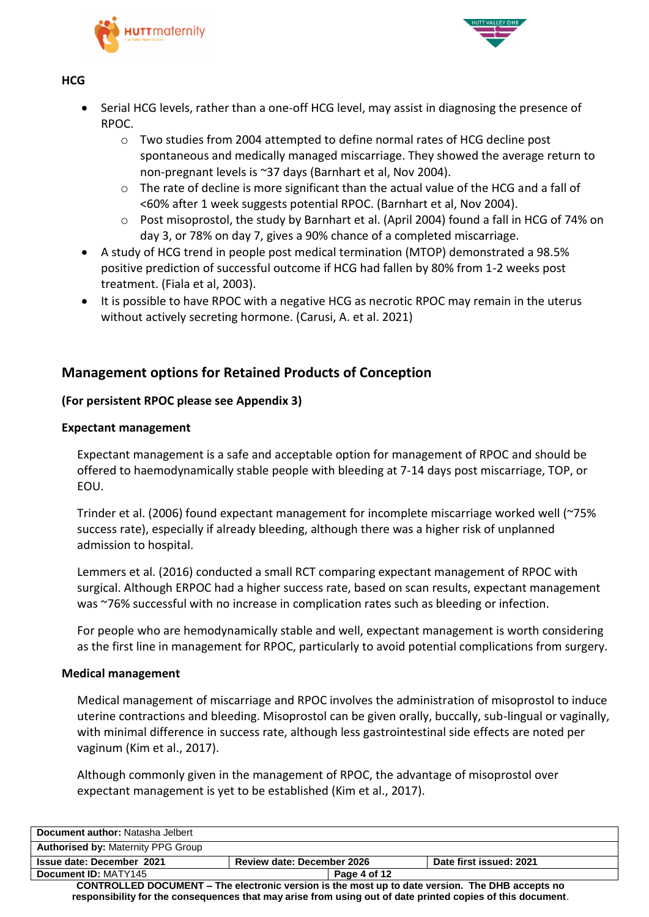**HCG**

- Serial HCG levels, rather than a one-off HCG level, may assist in diagnosing the presence of RPOC.
    - Two studies from 2004 attempted to define normal rates of HCG decline post spontaneous and medically managed miscarriage. They showed the average return to non-pregnant levels is ~37 days (Barnhart et al, Nov 2004).
    - The rate of decline is more significant than the actual value of the HCG and a fall of <60% after 1 week suggests potential RPOC. (Barnhart et al, Nov 2004).
    - Post misoprostol, the study by Barnhart et al. (April 2004) found a fall in HCG of 74% on day 3, or 78% on day 7, gives a 90% chance of a completed miscarriage.
- A study of HCG trend in people post medical termination (MTOP) demonstrated a 98.5% positive prediction of successful outcome if HCG had fallen by 80% from 1-2 weeks post treatment. (Fiala et al, 2003).
- It is possible to have RPOC with a negative HCG as necrotic RPOC may remain in the uterus without actively secreting hormone. (Carusi, A. et al. 2021)

## Management options for Retained Products of Conception

**(For persistent RPOC please see Appendix 3)**

### Expectant management

Expectant management is a safe and acceptable option for management of RPOC and should be offered to haemodynamically stable people with bleeding at 7-14 days post miscarriage, TOP, or EOU.

Trinder et al. (2006) found expectant management for incomplete miscarriage worked well (~75% success rate), especially if already bleeding, although there was a higher risk of unplanned admission to hospital.

Lemmers et al. (2016) conducted a small RCT comparing expectant management of RPOC with surgical. Although ERPOC had a higher success rate, based on scan results, expectant management was ~76% successful with no increase in complication rates such as bleeding or infection.

For people who are hemodynamically stable and well, expectant management is worth considering as the first line in management for RPOC, particularly to avoid potential complications from surgery.

### Medical management

Medical management of miscarriage and RPOC involves the administration of misoprostol to induce uterine contractions and bleeding. Misoprostol can be given orally, buccally, sub-lingual or vaginally, with minimal difference in success rate, although less gastrointestinal side effects are noted per vaginum (Kim et al., 2017).

Although commonly given in the management of RPOC, the advantage of misoprostol over expectant management is yet to be established (Kim et al., 2017).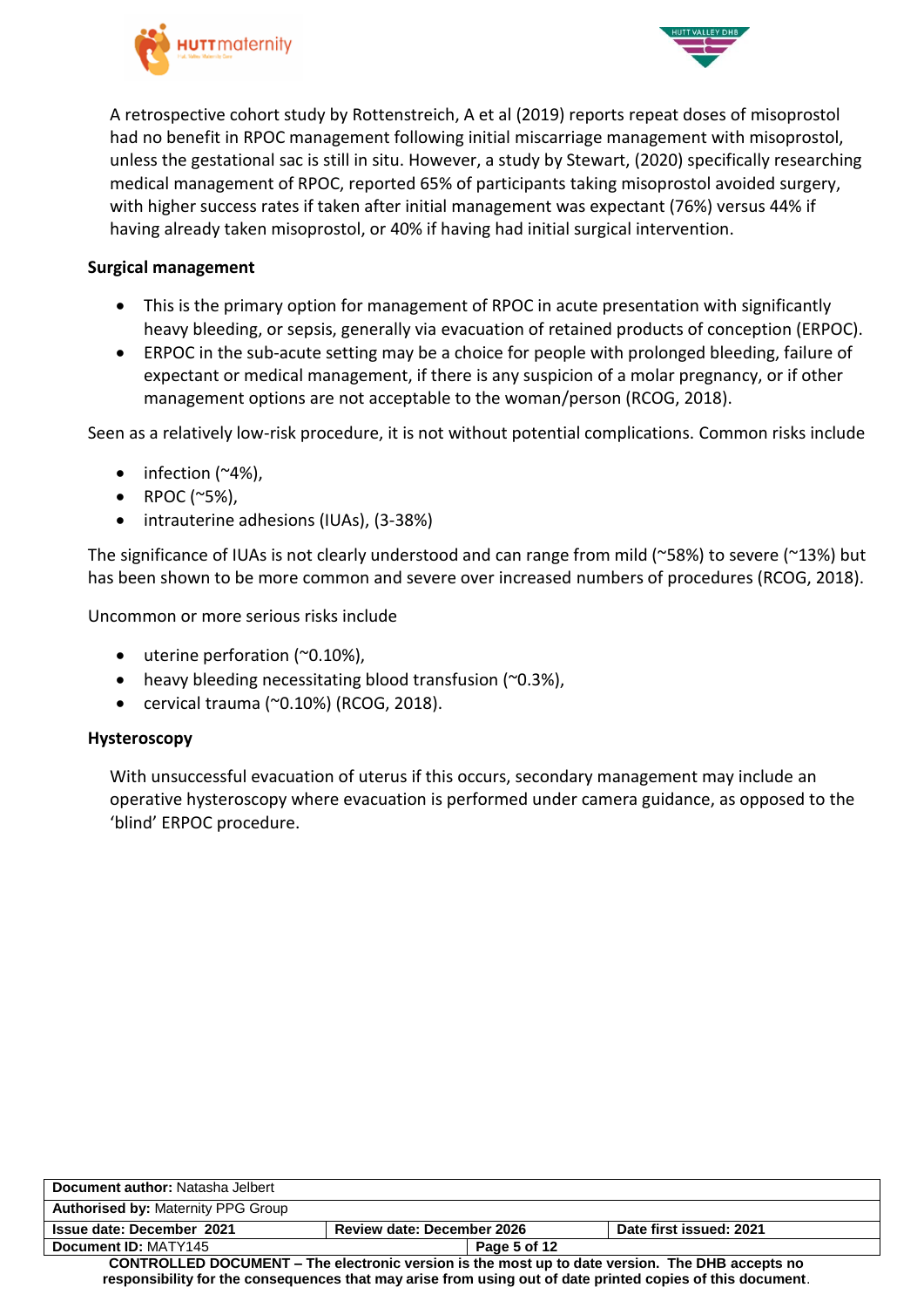A retrospective cohort study by Rottenstreich, A et al (2019) reports repeat doses of misoprostol had no benefit in RPOC management following initial miscarriage management with misoprostol, unless the gestational sac is still in situ. However, a study by Stewart, (2020) specifically researching medical management of RPOC, reported 65% of participants taking misoprostol avoided surgery, with higher success rates if taken after initial management was expectant (76%) versus 44% if having already taken misoprostol, or 40% if having had initial surgical intervention.

**Surgical management**

- This is the primary option for management of RPOC in acute presentation with significantly heavy bleeding, or sepsis, generally via evacuation of retained products of conception (ERPOC).
- ERPOC in the sub-acute setting may be a choice for people with prolonged bleeding, failure of expectant or medical management, if there is any suspicion of a molar pregnancy, or if other management options are not acceptable to the woman/person (RCOG, 2018).

Seen as a relatively low-risk procedure, it is not without potential complications. Common risks include

- infection (~4%),
- RPOC (~5%),
- intrauterine adhesions (IUAs), (3-38%)

The significance of IUAs is not clearly understood and can range from mild (~58%) to severe (~13%) but has been shown to be more common and severe over increased numbers of procedures (RCOG, 2018).

Uncommon or more serious risks include

- uterine perforation (~0.10%),
- heavy bleeding necessitating blood transfusion (~0.3%),
- cervical trauma (~0.10%) (RCOG, 2018).

**Hysteroscopy**

With unsuccessful evacuation of uterus if this occurs, secondary management may include an operative hysteroscopy where evacuation is performed under camera guidance, as opposed to the 'blind' ERPOC procedure.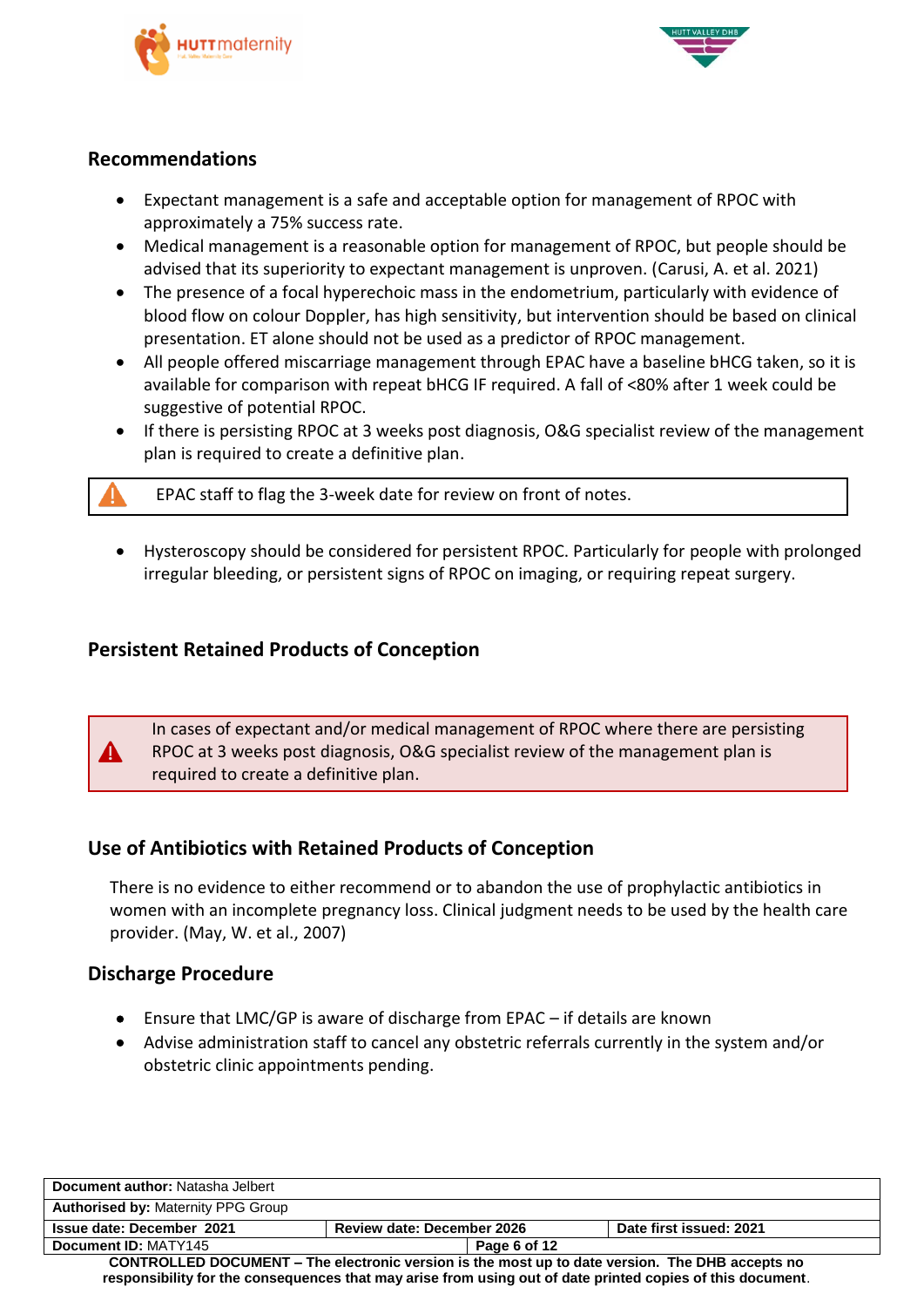## Recommendations

- Expectant management is a safe and acceptable option for management of RPOC with approximately a 75% success rate.
- Medical management is a reasonable option for management of RPOC, but people should be advised that its superiority to expectant management is unproven. (Carusi, A. et al. 2021)
- The presence of a focal hyperechoic mass in the endometrium, particularly with evidence of blood flow on colour Doppler, has high sensitivity, but intervention should be based on clinical presentation. ET alone should not be used as a predictor of RPOC management.
- All people offered miscarriage management through EPAC have a baseline bHCG taken, so it is available for comparison with repeat bHCG IF required. A fall of <80% after 1 week could be suggestive of potential RPOC.
- If there is persisting RPOC at 3 weeks post diagnosis, O&G specialist review of the management plan is required to create a definitive plan.

> ⚠ EPAC staff to flag the 3-week date for review on front of notes.

- Hysteroscopy should be considered for persistent RPOC. Particularly for people with prolonged irregular bleeding, or persistent signs of RPOC on imaging, or requiring repeat surgery.

## Persistent Retained Products of Conception

> ⚠ In cases of expectant and/or medical management of RPOC where there are persisting RPOC at 3 weeks post diagnosis, O&G specialist review of the management plan is required to create a definitive plan.

## Use of Antibiotics with Retained Products of Conception

There is no evidence to either recommend or to abandon the use of prophylactic antibiotics in women with an incomplete pregnancy loss. Clinical judgment needs to be used by the health care provider. (May, W. et al., 2007)

## Discharge Procedure

- Ensure that LMC/GP is aware of discharge from EPAC – if details are known
- Advise administration staff to cancel any obstetric referrals currently in the system and/or obstetric clinic appointments pending.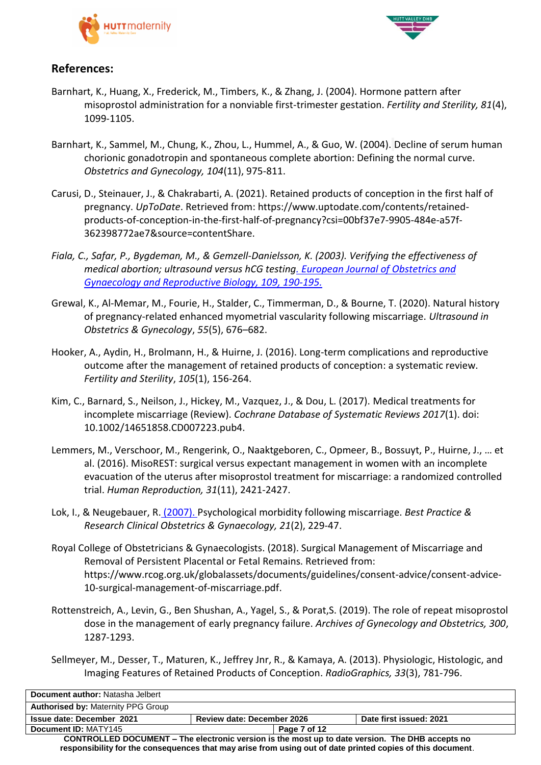## References:

Barnhart, K., Huang, X., Frederick, M., Timbers, K., & Zhang, J. (2004). Hormone pattern after misoprostol administration for a nonviable first-trimester gestation. *Fertility and Sterility, 81*(4), 1099-1105.

Barnhart, K., Sammel, M., Chung, K., Zhou, L., Hummel, A., & Guo, W. (2004). Decline of serum human chorionic gonadotropin and spontaneous complete abortion: Defining the normal curve. *Obstetrics and Gynecology, 104*(11), 975-811.

Carusi, D., Steinauer, J., & Chakrabarti, A. (2021). Retained products of conception in the first half of pregnancy. *UpToDate*. Retrieved from: https://www.uptodate.com/contents/retained-products-of-conception-in-the-first-half-of-pregnancy?csi=00bf37e7-9905-484e-a57f-362398772ae7&source=contentShare.

*Fiala, C., Safar, P., Bygdeman, M., & Gemzell-Danielsson, K. (2003). Verifying the effectiveness of medical abortion; ultrasound versus hCG testing. European Journal of Obstetrics and Gynaecology and Reproductive Biology, 109, 190-195.*

Grewal, K., Al-Memar, M., Fourie, H., Stalder, C., Timmerman, D., & Bourne, T. (2020). Natural history of pregnancy-related enhanced myometrial vascularity following miscarriage. *Ultrasound in Obstetrics & Gynecology*, *55*(5), 676–682.

Hooker, A., Aydin, H., Brolmann, H., & Huirne, J. (2016). Long-term complications and reproductive outcome after the management of retained products of conception: a systematic review. *Fertility and Sterility*, *105*(1), 156-264.

Kim, C., Barnard, S., Neilson, J., Hickey, M., Vazquez, J., & Dou, L. (2017). Medical treatments for incomplete miscarriage (Review). *Cochrane Database of Systematic Reviews 2017*(1). doi: 10.1002/14651858.CD007223.pub4.

Lemmers, M., Verschoor, M., Rengerink, O., Naaktgeboren, C., Opmeer, B., Bossuyt, P., Huirne, J., … et al. (2016). MisoREST: surgical versus expectant management in women with an incomplete evacuation of the uterus after misoprostol treatment for miscarriage: a randomized controlled trial. *Human Reproduction, 31*(11), 2421-2427.

Lok, I., & Neugebauer, R. (2007). Psychological morbidity following miscarriage. *Best Practice & Research Clinical Obstetrics & Gynaecology, 21*(2), 229-47.

Royal College of Obstetricians & Gynaecologists. (2018). Surgical Management of Miscarriage and Removal of Persistent Placental or Fetal Remains. Retrieved from: https://www.rcog.org.uk/globalassets/documents/guidelines/consent-advice/consent-advice-10-surgical-management-of-miscarriage.pdf.

Rottenstreich, A., Levin, G., Ben Shushan, A., Yagel, S., & Porat,S. (2019). The role of repeat misoprostol dose in the management of early pregnancy failure. *Archives of Gynecology and Obstetrics, 300*, 1287-1293.

Sellmeyer, M., Desser, T., Maturen, K., Jeffrey Jnr, R., & Kamaya, A. (2013). Physiologic, Histologic, and Imaging Features of Retained Products of Conception. *RadioGraphics, 33*(3), 781-796.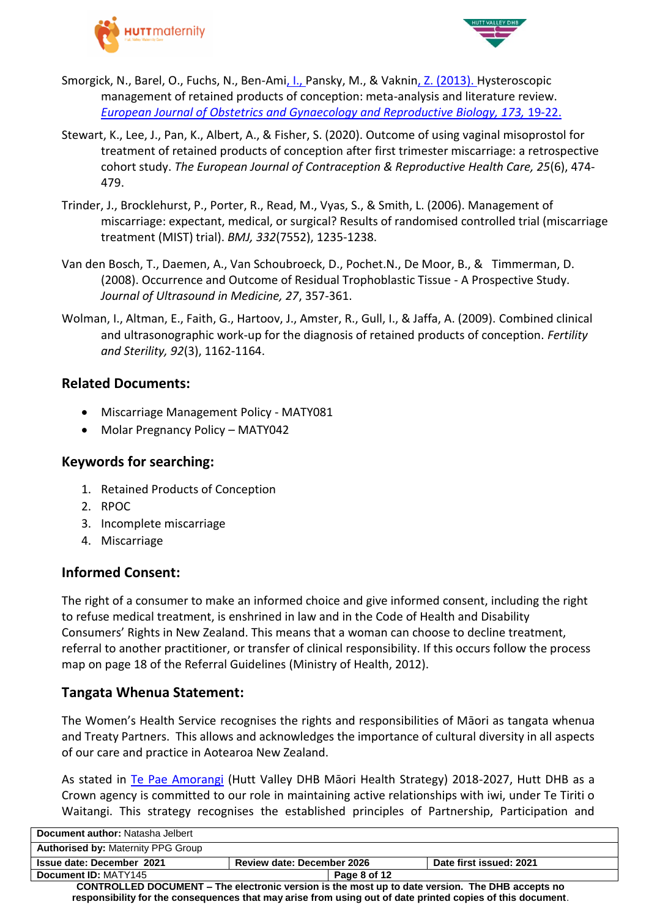Smorgick, N., Barel, O., Fuchs, N., Ben-Ami, I., Pansky, M., & Vaknin, Z. (2013). Hysteroscopic management of retained products of conception: meta-analysis and literature review. *European Journal of Obstetrics and Gynaecology and Reproductive Biology, 173,* 19-22.

Stewart, K., Lee, J., Pan, K., Albert, A., & Fisher, S. (2020). Outcome of using vaginal misoprostol for treatment of retained products of conception after first trimester miscarriage: a retrospective cohort study. *The European Journal of Contraception & Reproductive Health Care, 25*(6), 474-479.

Trinder, J., Brocklehurst, P., Porter, R., Read, M., Vyas, S., & Smith, L. (2006). Management of miscarriage: expectant, medical, or surgical? Results of randomised controlled trial (miscarriage treatment (MIST) trial). *BMJ, 332*(7552), 1235-1238.

Van den Bosch, T., Daemen, A., Van Schoubroeck, D., Pochet.N., De Moor, B., & Timmerman, D. (2008). Occurrence and Outcome of Residual Trophoblastic Tissue - A Prospective Study. *Journal of Ultrasound in Medicine, 27*, 357-361.

Wolman, I., Altman, E., Faith, G., Hartoov, J., Amster, R., Gull, I., & Jaffa, A. (2009). Combined clinical and ultrasonographic work-up for the diagnosis of retained products of conception. *Fertility and Sterility, 92*(3), 1162-1164.

## Related Documents:

- Miscarriage Management Policy - MATY081
- Molar Pregnancy Policy – MATY042

## Keywords for searching:

1. Retained Products of Conception
2. RPOC
3. Incomplete miscarriage
4. Miscarriage

## Informed Consent:

The right of a consumer to make an informed choice and give informed consent, including the right to refuse medical treatment, is enshrined in law and in the Code of Health and Disability Consumers' Rights in New Zealand. This means that a woman can choose to decline treatment, referral to another practitioner, or transfer of clinical responsibility. If this occurs follow the process map on page 18 of the Referral Guidelines (Ministry of Health, 2012).

## Tangata Whenua Statement:

The Women's Health Service recognises the rights and responsibilities of Māori as tangata whenua and Treaty Partners. This allows and acknowledges the importance of cultural diversity in all aspects of our care and practice in Aotearoa New Zealand.

As stated in Te Pae Amorangi (Hutt Valley DHB Māori Health Strategy) 2018-2027, Hutt DHB as a Crown agency is committed to our role in maintaining active relationships with iwi, under Te Tiriti o Waitangi. This strategy recognises the established principles of Partnership, Participation and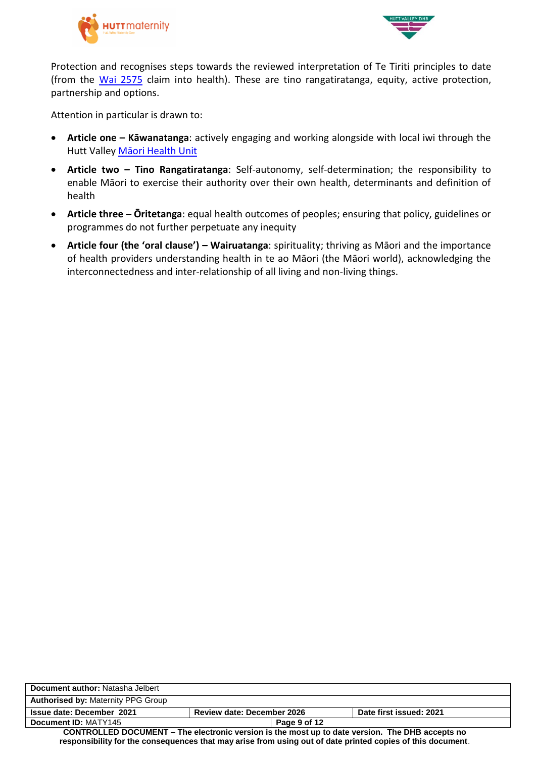Protection and recognises steps towards the reviewed interpretation of Te Tiriti principles to date (from the Wai 2575 claim into health). These are tino rangatiratanga, equity, active protection, partnership and options.

Attention in particular is drawn to:

- **Article one – Kāwanatanga**: actively engaging and working alongside with local iwi through the Hutt Valley Māori Health Unit
- **Article two – Tino Rangatiratanga**: Self-autonomy, self-determination; the responsibility to enable Māori to exercise their authority over their own health, determinants and definition of health
- **Article three – Ōritetanga**: equal health outcomes of peoples; ensuring that policy, guidelines or programmes do not further perpetuate any inequity
- **Article four (the 'oral clause') – Wairuatanga**: spirituality; thriving as Māori and the importance of health providers understanding health in te ao Māori (the Māori world), acknowledging the interconnectedness and inter-relationship of all living and non-living things.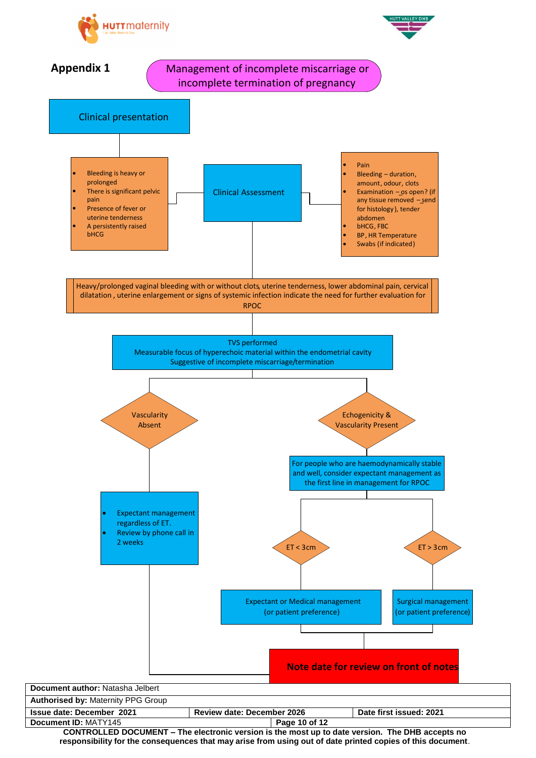## Appendix 1

### Management of incomplete miscarriage or incomplete termination of pregnancy

**Clinical presentation**

- Bleeding is heavy or prolonged
- There is significant pelvic pain
- Presence of fever or uterine tenderness
- A persistently raised bHCG

**Clinical Assessment**

- Pain
- Bleeding – duration, amount, odour, clots
- Examination – os open? (if any tissue removed – send for histology), tender abdomen
- bHCG, FBC
- BP, HR Temperature
- Swabs (if indicated)

Heavy/prolonged vaginal bleeding with or without clots, uterine tenderness, lower abdominal pain, cervical dilatation , uterine enlargement or signs of systemic infection indicate the need for further evaluation for RPOC

TVS performed
Measurable focus of hyperechoic material within the endometrial cavity
Suggestive of incomplete miscarriage/termination

**Vascularity Absent**

- Expectant management regardless of ET.
- Review by phone call in 2 weeks

**Echogenicity & Vascularity Present**

For people who are haemodynamically stable and well, consider expectant management as the first line in management for RPOC

- **ET < 3cm** → Expectant or Medical management (or patient preference)
- **ET > 3cm** → Surgical management (or patient preference)

**Note date for review on front of notes**

| | | |
|---|---|---|
| **Document author:** Natasha Jelbert | | |
| **Authorised by:** Maternity PPG Group | | |
| **Issue date: December 2021** | **Review date: December 2026** | **Date first issued: 2021** |
| **Document ID:** MATY145 | | |

**CONTROLLED DOCUMENT – The electronic version is the most up to date version. The DHB accepts no responsibility for the consequences that may arise from using out of date printed copies of this document.**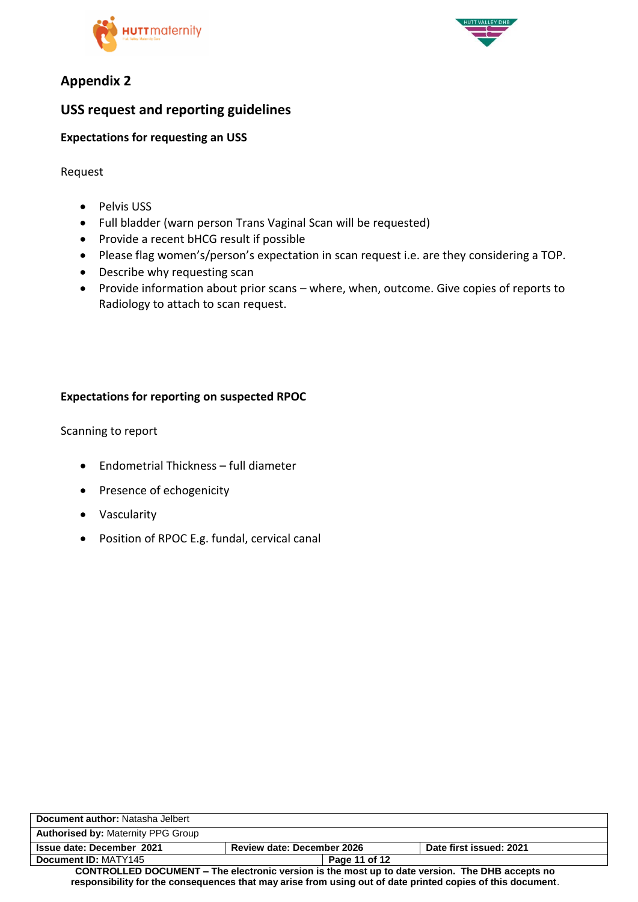## Appendix 2

## USS request and reporting guidelines

### Expectations for requesting an USS

Request

- Pelvis USS
- Full bladder (warn person Trans Vaginal Scan will be requested)
- Provide a recent bHCG result if possible
- Please flag women's/person's expectation in scan request i.e. are they considering a TOP.
- Describe why requesting scan
- Provide information about prior scans – where, when, outcome. Give copies of reports to Radiology to attach to scan request.

### Expectations for reporting on suspected RPOC

Scanning to report

- Endometrial Thickness – full diameter
- Presence of echogenicity
- Vascularity
- Position of RPOC E.g. fundal, cervical canal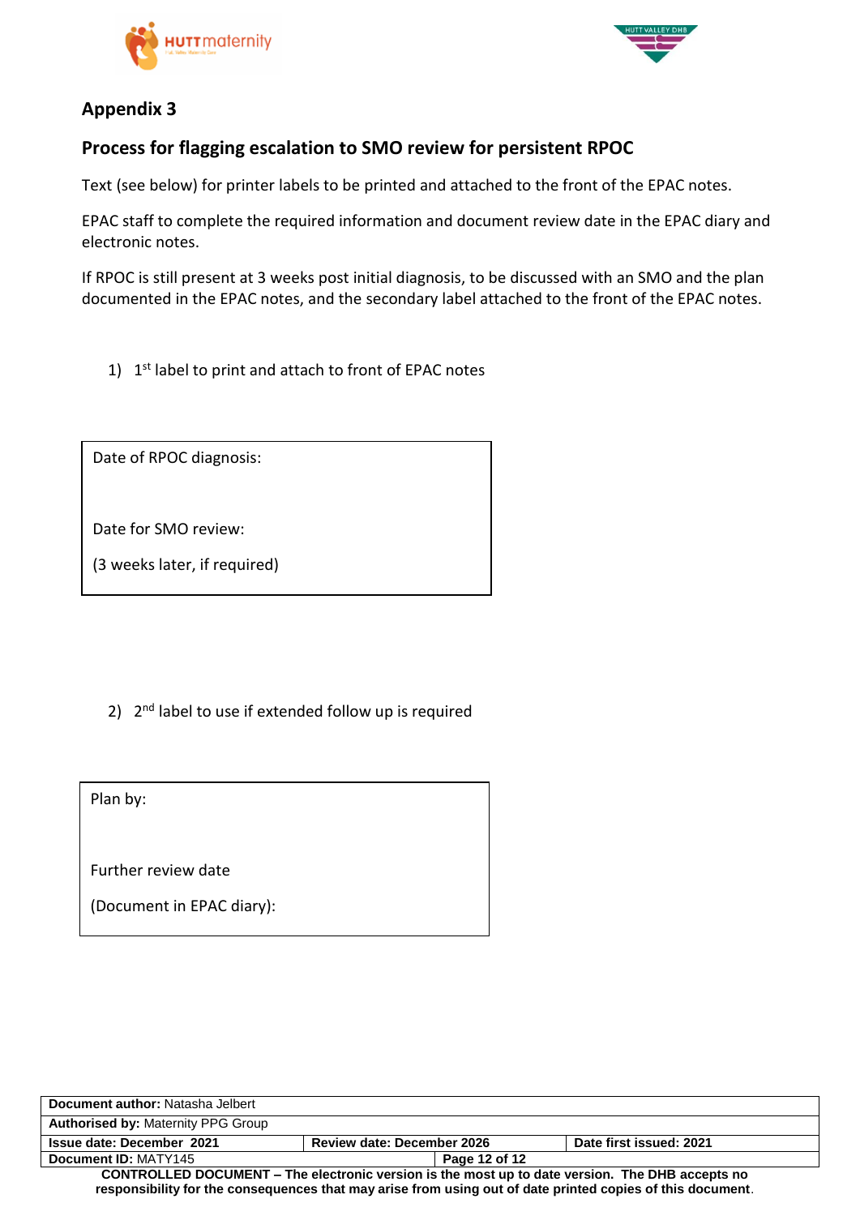## Appendix 3

### Process for flagging escalation to SMO review for persistent RPOC

Text (see below) for printer labels to be printed and attached to the front of the EPAC notes.

EPAC staff to complete the required information and document review date in the EPAC diary and electronic notes.

If RPOC is still present at 3 weeks post initial diagnosis, to be discussed with an SMO and the plan documented in the EPAC notes, and the secondary label attached to the front of the EPAC notes.

1) 1st label to print and attach to front of EPAC notes

| |
|---|
| Date of RPOC diagnosis:<br><br>Date for SMO review:<br>(3 weeks later, if required) |

2) 2nd label to use if extended follow up is required

| |
|---|
| Plan by:<br><br>Further review date<br>(Document in EPAC diary): |

| | | |
|---|---|---|
| **Document author:** Natasha Jelbert | | |
| **Authorised by:** Maternity PPG Group | | |
| **Issue date: December 2021** | **Review date: December 2026** | **Date first issued: 2021** |
| **Document ID:** MATY145 | | |

**CONTROLLED DOCUMENT – The electronic version is the most up to date version. The DHB accepts no responsibility for the consequences that may arise from using out of date printed copies of this document.**